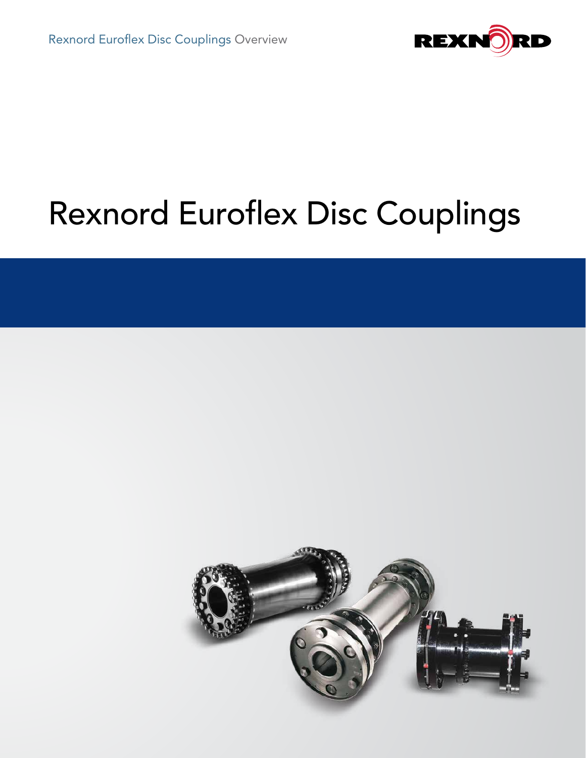# Rexnord Euroflex Disc Couplings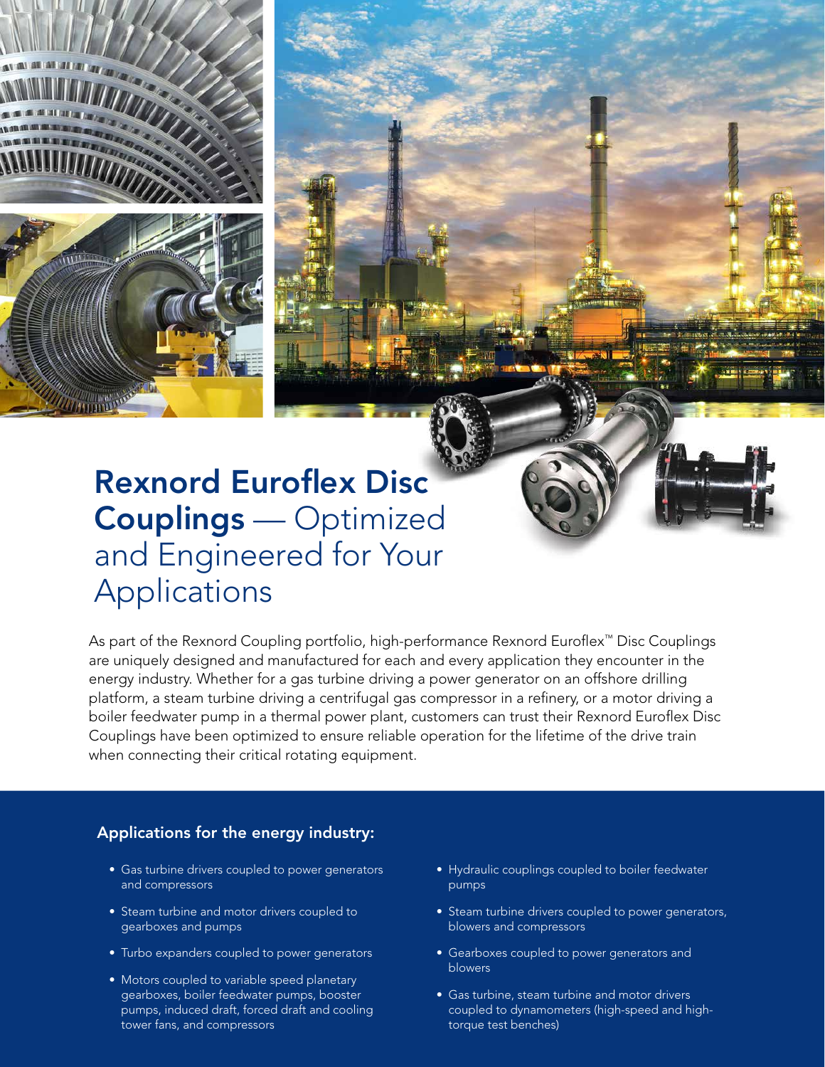# Rexnord Euroflex Disc Couplings — Optimized and Engineered for Your Applications

As part of the Rexnord Coupling portfolio, high-performance Rexnord Euroflex™ Disc Couplings are uniquely designed and manufactured for each and every application they encounter in the energy industry. Whether for a gas turbine driving a power generator on an offshore drilling platform, a steam turbine driving a centrifugal gas compressor in a refinery, or a motor driving a boiler feedwater pump in a thermal power plant, customers can trust their Rexnord Euroflex Disc Couplings have been optimized to ensure reliable operation for the lifetime of the drive train when connecting their critical rotating equipment.

## Applications for the energy industry:

- Gas turbine drivers coupled to power generators and compressors
- Steam turbine and motor drivers coupled to gearboxes and pumps
- Turbo expanders coupled to power generators
- Motors coupled to variable speed planetary gearboxes, boiler feedwater pumps, booster pumps, induced draft, forced draft and cooling tower fans, and compressors
- Hydraulic couplings coupled to boiler feedwater pumps
- Steam turbine drivers coupled to power generators, blowers and compressors
- Gearboxes coupled to power generators and blowers
- Gas turbine, steam turbine and motor drivers coupled to dynamometers (high-speed and high-torque test benches)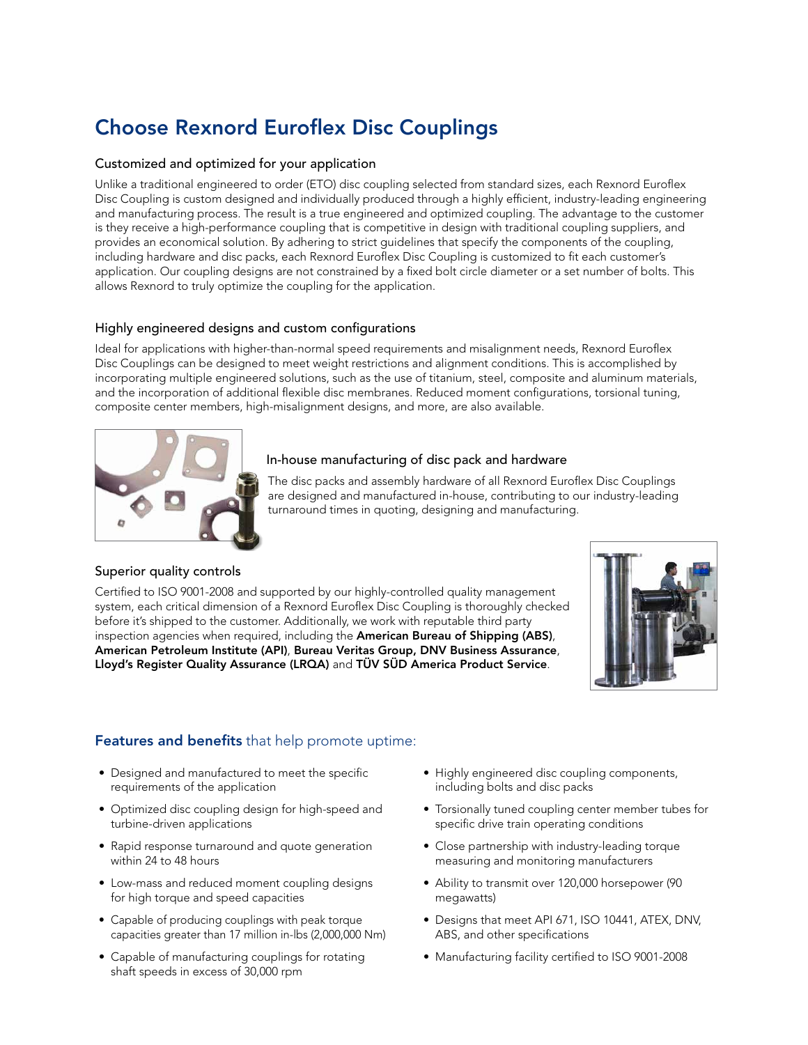# Choose Rexnord Euroflex Disc Couplings

## Customized and optimized for your application

Unlike a traditional engineered to order (ETO) disc coupling selected from standard sizes, each Rexnord Euroflex Disc Coupling is custom designed and individually produced through a highly efficient, industry-leading engineering and manufacturing process. The result is a true engineered and optimized coupling. The advantage to the customer is they receive a high-performance coupling that is competitive in design with traditional coupling suppliers, and provides an economical solution. By adhering to strict guidelines that specify the components of the coupling, including hardware and disc packs, each Rexnord Euroflex Disc Coupling is customized to fit each customer's application. Our coupling designs are not constrained by a fixed bolt circle diameter or a set number of bolts. This allows Rexnord to truly optimize the coupling for the application.

## Highly engineered designs and custom configurations

Ideal for applications with higher-than-normal speed requirements and misalignment needs, Rexnord Euroflex Disc Couplings can be designed to meet weight restrictions and alignment conditions. This is accomplished by incorporating multiple engineered solutions, such as the use of titanium, steel, composite and aluminum materials, and the incorporation of additional flexible disc membranes. Reduced moment configurations, torsional tuning, composite center members, high-misalignment designs, and more, are also available.

## In-house manufacturing of disc pack and hardware

The disc packs and assembly hardware of all Rexnord Euroflex Disc Couplings are designed and manufactured in-house, contributing to our industry-leading turnaround times in quoting, designing and manufacturing.

## Superior quality controls

Certified to ISO 9001-2008 and supported by our highly-controlled quality management system, each critical dimension of a Rexnord Euroflex Disc Coupling is thoroughly checked before it's shipped to the customer. Additionally, we work with reputable third party inspection agencies when required, including the **American Bureau of Shipping (ABS)**, **American Petroleum Institute (API)**, **Bureau Veritas Group, DNV Business Assurance**, **Lloyd's Register Quality Assurance (LRQA)** and **TÜV SÜD America Product Service**.

## **Features and benefits** that help promote uptime:

- Designed and manufactured to meet the specific requirements of the application
- Optimized disc coupling design for high-speed and turbine-driven applications
- Rapid response turnaround and quote generation within 24 to 48 hours
- Low-mass and reduced moment coupling designs for high torque and speed capacities
- Capable of producing couplings with peak torque capacities greater than 17 million in-lbs (2,000,000 Nm)
- Capable of manufacturing couplings for rotating shaft speeds in excess of 30,000 rpm
- Highly engineered disc coupling components, including bolts and disc packs
- Torsionally tuned coupling center member tubes for specific drive train operating conditions
- Close partnership with industry-leading torque measuring and monitoring manufacturers
- Ability to transmit over 120,000 horsepower (90 megawatts)
- Designs that meet API 671, ISO 10441, ATEX, DNV, ABS, and other specifications
- Manufacturing facility certified to ISO 9001-2008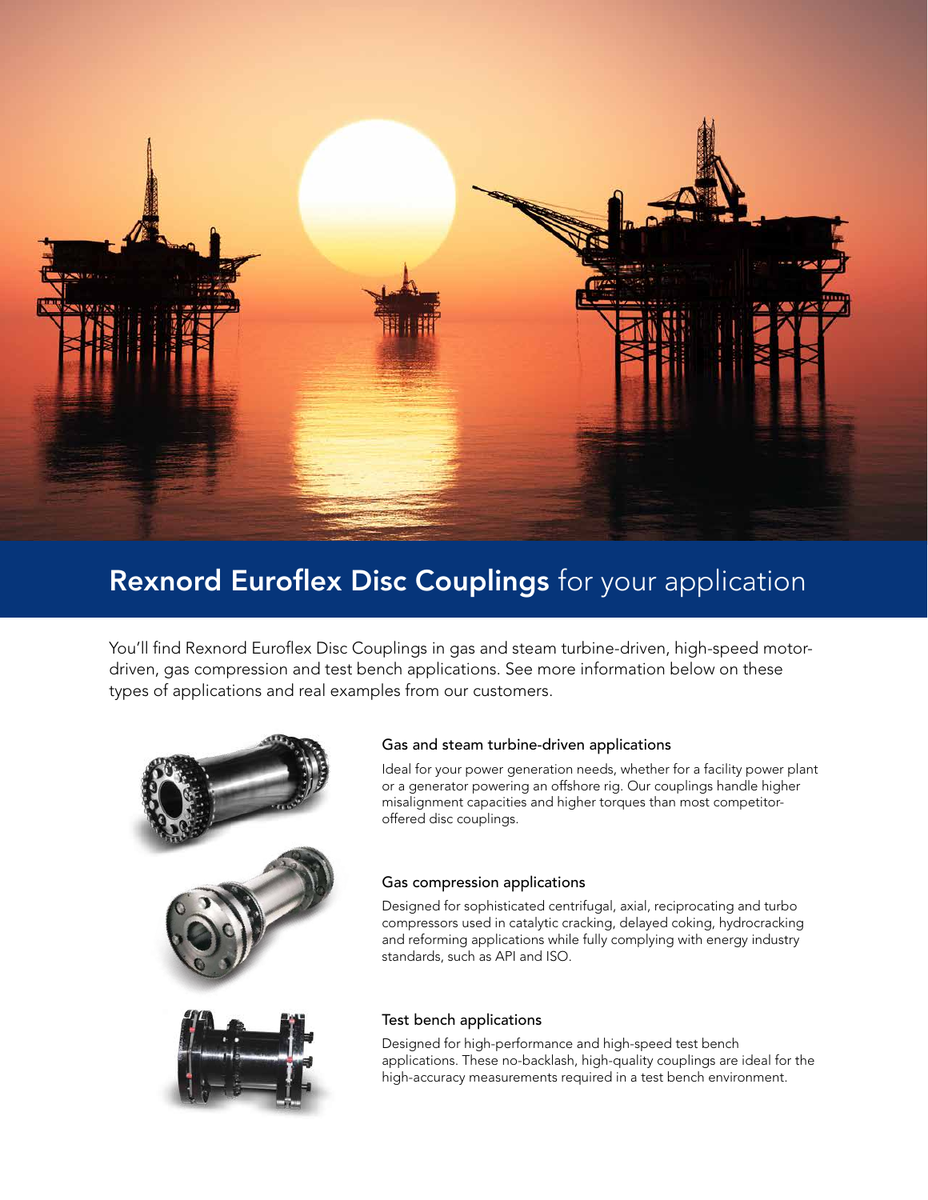## **Rexnord Euroflex Disc Couplings** for your application

You'll find Rexnord Euroflex Disc Couplings in gas and steam turbine-driven, high-speed motor-driven, gas compression and test bench applications. See more information below on these types of applications and real examples from our customers.

### Gas and steam turbine-driven applications

Ideal for your power generation needs, whether for a facility power plant or a generator powering an offshore rig. Our couplings handle higher misalignment capacities and higher torques than most competitor-offered disc couplings.

### Gas compression applications

Designed for sophisticated centrifugal, axial, reciprocating and turbo compressors used in catalytic cracking, delayed coking, hydrocracking and reforming applications while fully complying with energy industry standards, such as API and ISO.

### Test bench applications

Designed for high-performance and high-speed test bench applications. These no-backlash, high-quality couplings are ideal for the high-accuracy measurements required in a test bench environment.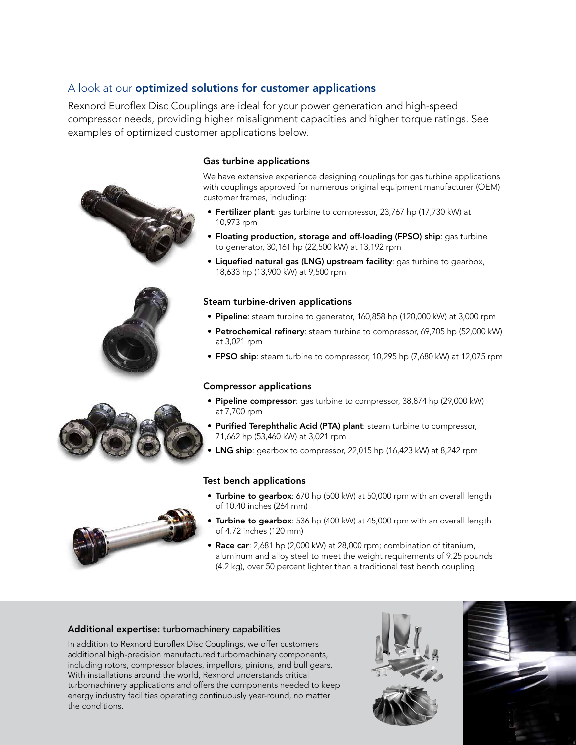## A look at our **optimized solutions for customer applications**

Rexnord Euroflex Disc Couplings are ideal for your power generation and high-speed compressor needs, providing higher misalignment capacities and higher torque ratings. See examples of optimized customer applications below.

### Gas turbine applications

We have extensive experience designing couplings for gas turbine applications with couplings approved for numerous original equipment manufacturer (OEM) customer frames, including:

- **Fertilizer plant**: gas turbine to compressor, 23,767 hp (17,730 kW) at 10,973 rpm
- **Floating production, storage and off-loading (FPSO) ship**: gas turbine to generator, 30,161 hp (22,500 kW) at 13,192 rpm
- **Liquefied natural gas (LNG) upstream facility**: gas turbine to gearbox, 18,633 hp (13,900 kW) at 9,500 rpm

### Steam turbine-driven applications

- **Pipeline**: steam turbine to generator, 160,858 hp (120,000 kW) at 3,000 rpm
- **Petrochemical refinery**: steam turbine to compressor, 69,705 hp (52,000 kW) at 3,021 rpm
- **FPSO ship**: steam turbine to compressor, 10,295 hp (7,680 kW) at 12,075 rpm

### Compressor applications

- **Pipeline compressor**: gas turbine to compressor, 38,874 hp (29,000 kW) at 7,700 rpm
- **Purified Terephthalic Acid (PTA) plant**: steam turbine to compressor, 71,662 hp (53,460 kW) at 3,021 rpm
- **LNG ship**: gearbox to compressor, 22,015 hp (16,423 kW) at 8,242 rpm

### Test bench applications

- **Turbine to gearbox**: 670 hp (500 kW) at 50,000 rpm with an overall length of 10.40 inches (264 mm)
- **Turbine to gearbox**: 536 hp (400 kW) at 45,000 rpm with an overall length of 4.72 inches (120 mm)
- **Race car**: 2,681 hp (2,000 kW) at 28,000 rpm; combination of titanium, aluminum and alloy steel to meet the weight requirements of 9.25 pounds (4.2 kg), over 50 percent lighter than a traditional test bench coupling

### **Additional expertise:** turbomachinery capabilities

In addition to Rexnord Euroflex Disc Couplings, we offer customers additional high-precision manufactured turbomachinery components, including rotors, compressor blades, impellors, pinions, and bull gears. With installations around the world, Rexnord understands critical turbomachinery applications and offers the components needed to keep energy industry facilities operating continuously year-round, no matter the conditions.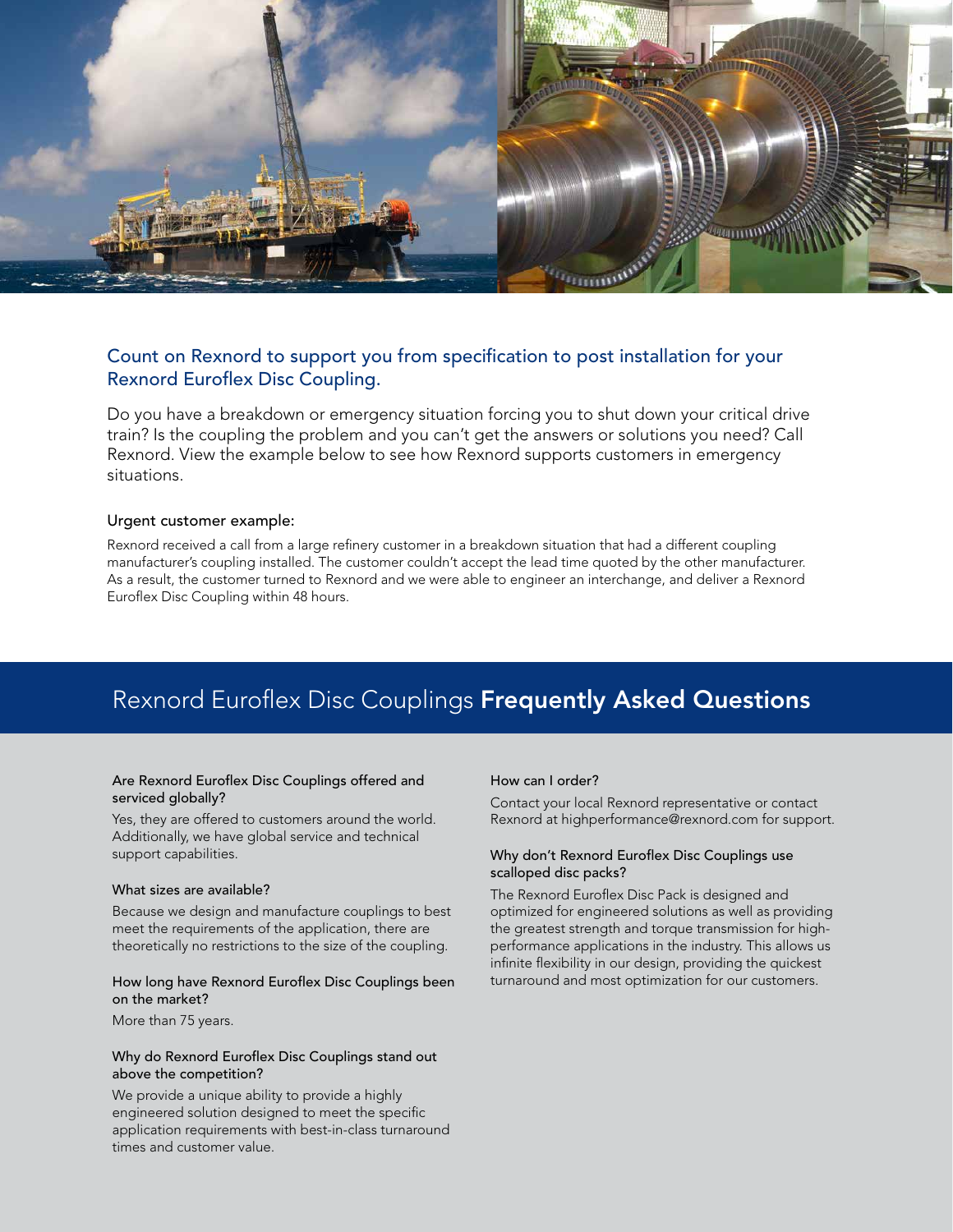## Count on Rexnord to support you from specification to post installation for your Rexnord Euroflex Disc Coupling.

Do you have a breakdown or emergency situation forcing you to shut down your critical drive train? Is the coupling the problem and you can't get the answers or solutions you need? Call Rexnord. View the example below to see how Rexnord supports customers in emergency situations.

### Urgent customer example:

Rexnord received a call from a large refinery customer in a breakdown situation that had a different coupling manufacturer's coupling installed. The customer couldn't accept the lead time quoted by the other manufacturer. As a result, the customer turned to Rexnord and we were able to engineer an interchange, and deliver a Rexnord Euroflex Disc Coupling within 48 hours.

# Rexnord Euroflex Disc Couplings **Frequently Asked Questions**

#### Are Rexnord Euroflex Disc Couplings offered and serviced globally?

Yes, they are offered to customers around the world. Additionally, we have global service and technical support capabilities.

#### What sizes are available?

Because we design and manufacture couplings to best meet the requirements of the application, there are theoretically no restrictions to the size of the coupling.

#### How long have Rexnord Euroflex Disc Couplings been on the market?

More than 75 years.

#### Why do Rexnord Euroflex Disc Couplings stand out above the competition?

We provide a unique ability to provide a highly engineered solution designed to meet the specific application requirements with best-in-class turnaround times and customer value.

#### How can I order?

Contact your local Rexnord representative or contact Rexnord at highperformance@rexnord.com for support.

#### Why don't Rexnord Euroflex Disc Couplings use scalloped disc packs?

The Rexnord Euroflex Disc Pack is designed and optimized for engineered solutions as well as providing the greatest strength and torque transmission for high-performance applications in the industry. This allows us infinite flexibility in our design, providing the quickest turnaround and most optimization for our customers.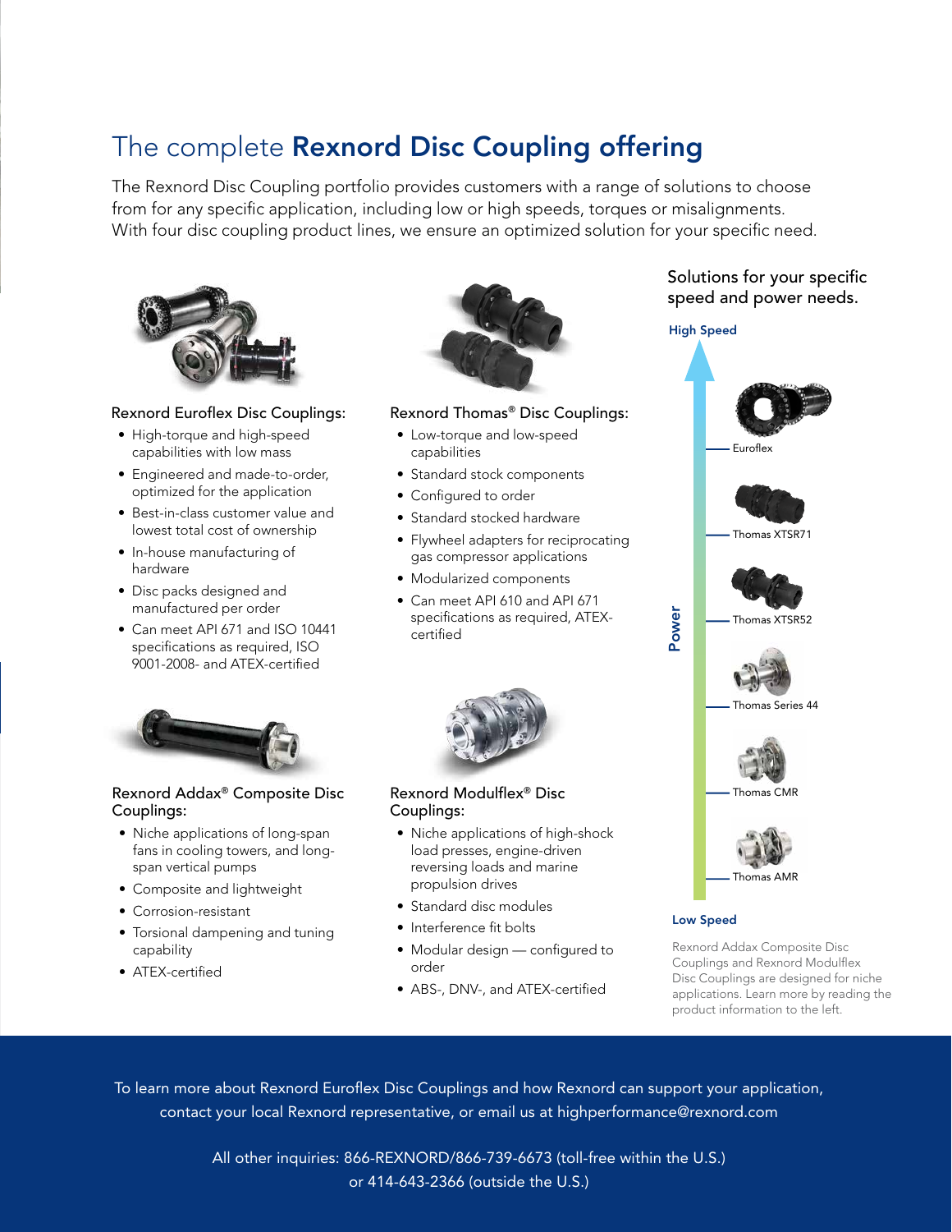# The complete **Rexnord Disc Coupling offering**

The Rexnord Disc Coupling portfolio provides customers with a range of solutions to choose from for any specific application, including low or high speeds, torques or misalignments. With four disc coupling product lines, we ensure an optimized solution for your specific need.

### Rexnord Euroflex Disc Couplings:

- High-torque and high-speed capabilities with low mass
- Engineered and made-to-order, optimized for the application
- Best-in-class customer value and lowest total cost of ownership
- In-house manufacturing of hardware
- Disc packs designed and manufactured per order
- Can meet API 671 and ISO 10441 specifications as required, ISO 9001-2008- and ATEX-certified

### Rexnord Thomas® Disc Couplings:

- Low-torque and low-speed capabilities
- Standard stock components
- Configured to order
- Standard stocked hardware
- Flywheel adapters for reciprocating gas compressor applications
- Modularized components
- Can meet API 610 and API 671 specifications as required, ATEX-certified

### Rexnord Addax® Composite Disc Couplings:

- Niche applications of long-span fans in cooling towers, and long-span vertical pumps
- Composite and lightweight
- Corrosion-resistant
- Torsional dampening and tuning capability
- ATEX-certified

### Rexnord Modulflex® Disc Couplings:

- Niche applications of high-shock load presses, engine-driven reversing loads and marine propulsion drives
- Standard disc modules
- Interference fit bolts
- Modular design — configured to order
- ABS-, DNV-, and ATEX-certified

### Solutions for your specific speed and power needs.

High Speed

Power

- Euroflex
- Thomas XTSR71
- Thomas XTSR52
- Thomas Series 44
- Thomas CMR
- Thomas AMR

Low Speed

Rexnord Addax Composite Disc Couplings and Rexnord Modulflex Disc Couplings are designed for niche applications. Learn more by reading the product information to the left.

To learn more about Rexnord Euroflex Disc Couplings and how Rexnord can support your application, contact your local Rexnord representative, or email us at highperformance@rexnord.com

All other inquiries: 866-REXNORD/866-739-6673 (toll-free within the U.S.) or 414-643-2366 (outside the U.S.)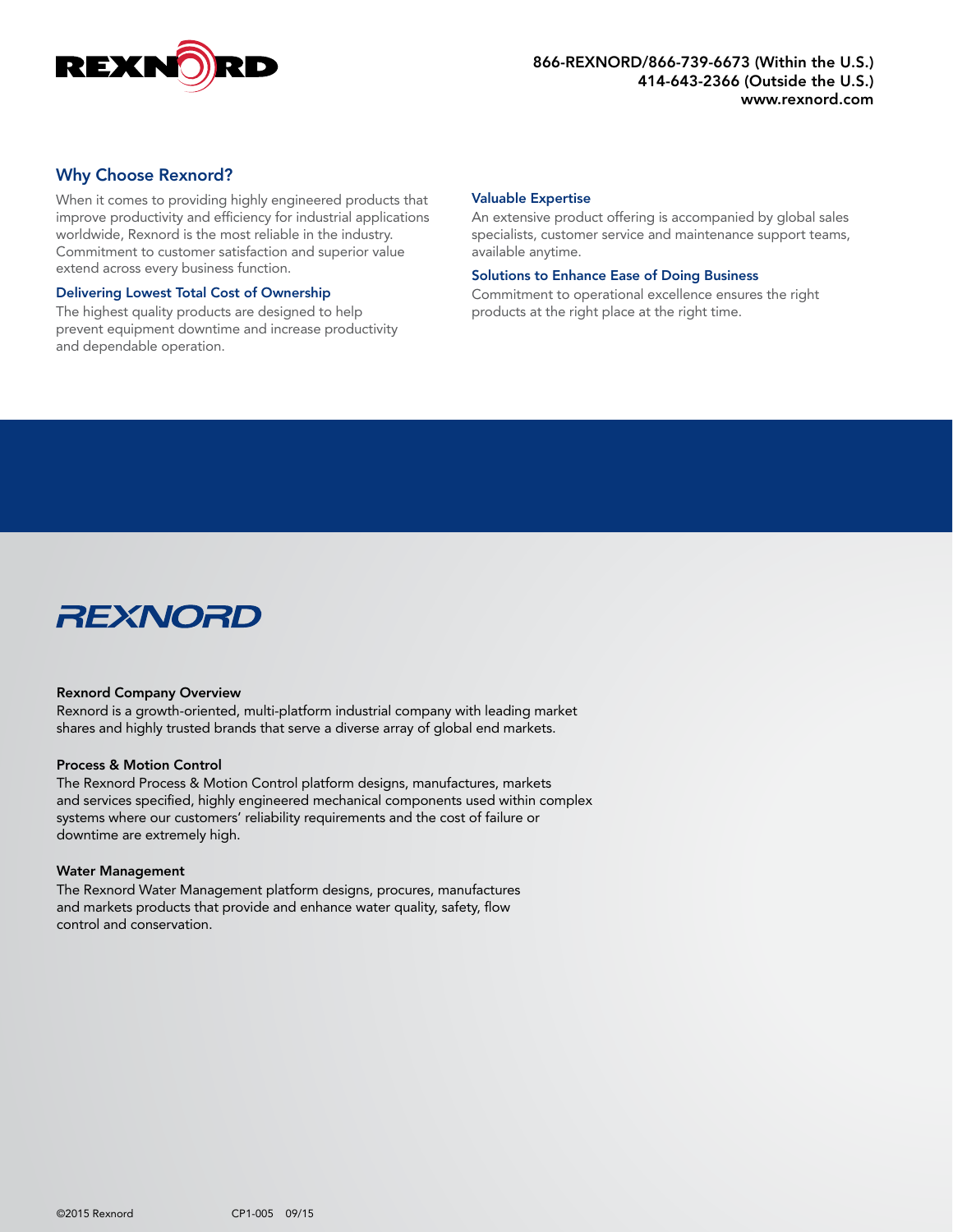866-REXNORD/866-739-6673 (Within the U.S.)
414-643-2366 (Outside the U.S.)
www.rexnord.com

## Why Choose Rexnord?

When it comes to providing highly engineered products that improve productivity and efficiency for industrial applications worldwide, Rexnord is the most reliable in the industry. Commitment to customer satisfaction and superior value extend across every business function.

### Delivering Lowest Total Cost of Ownership

The highest quality products are designed to help prevent equipment downtime and increase productivity and dependable operation.

### Valuable Expertise

An extensive product offering is accompanied by global sales specialists, customer service and maintenance support teams, available anytime.

### Solutions to Enhance Ease of Doing Business

Commitment to operational excellence ensures the right products at the right place at the right time.

REXNORD

**Rexnord Company Overview**

Rexnord is a growth-oriented, multi-platform industrial company with leading market shares and highly trusted brands that serve a diverse array of global end markets.

**Process & Motion Control**

The Rexnord Process & Motion Control platform designs, manufactures, markets and services specified, highly engineered mechanical components used within complex systems where our customers' reliability requirements and the cost of failure or downtime are extremely high.

**Water Management**

The Rexnord Water Management platform designs, procures, manufactures and markets products that provide and enhance water quality, safety, flow control and conservation.

©2015 Rexnord CP1-005 09/15